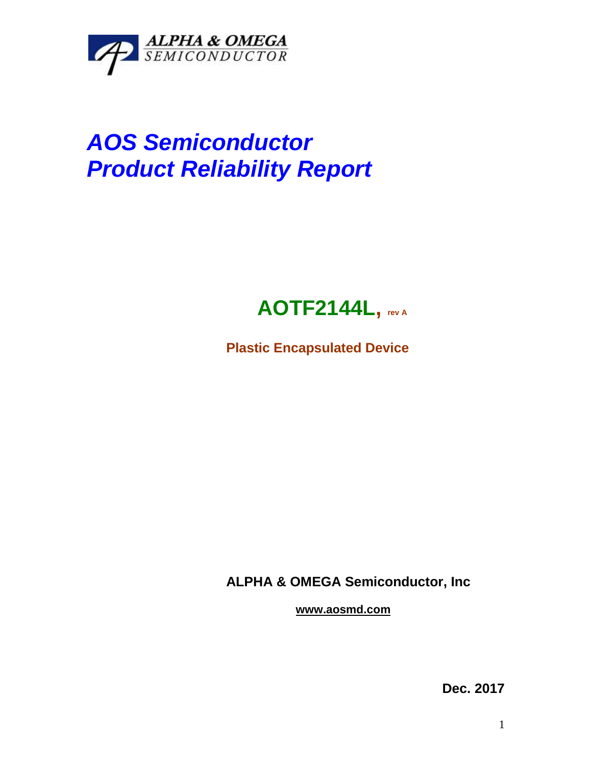ALPHA & OMEGA
SEMICONDUCTOR

# *AOS Semiconductor*
# *Product Reliability Report*

## **AOTF2144L, rev A**

**Plastic Encapsulated Device**

**ALPHA & OMEGA Semiconductor, Inc**

**www.aosmd.com**

**Dec. 2017**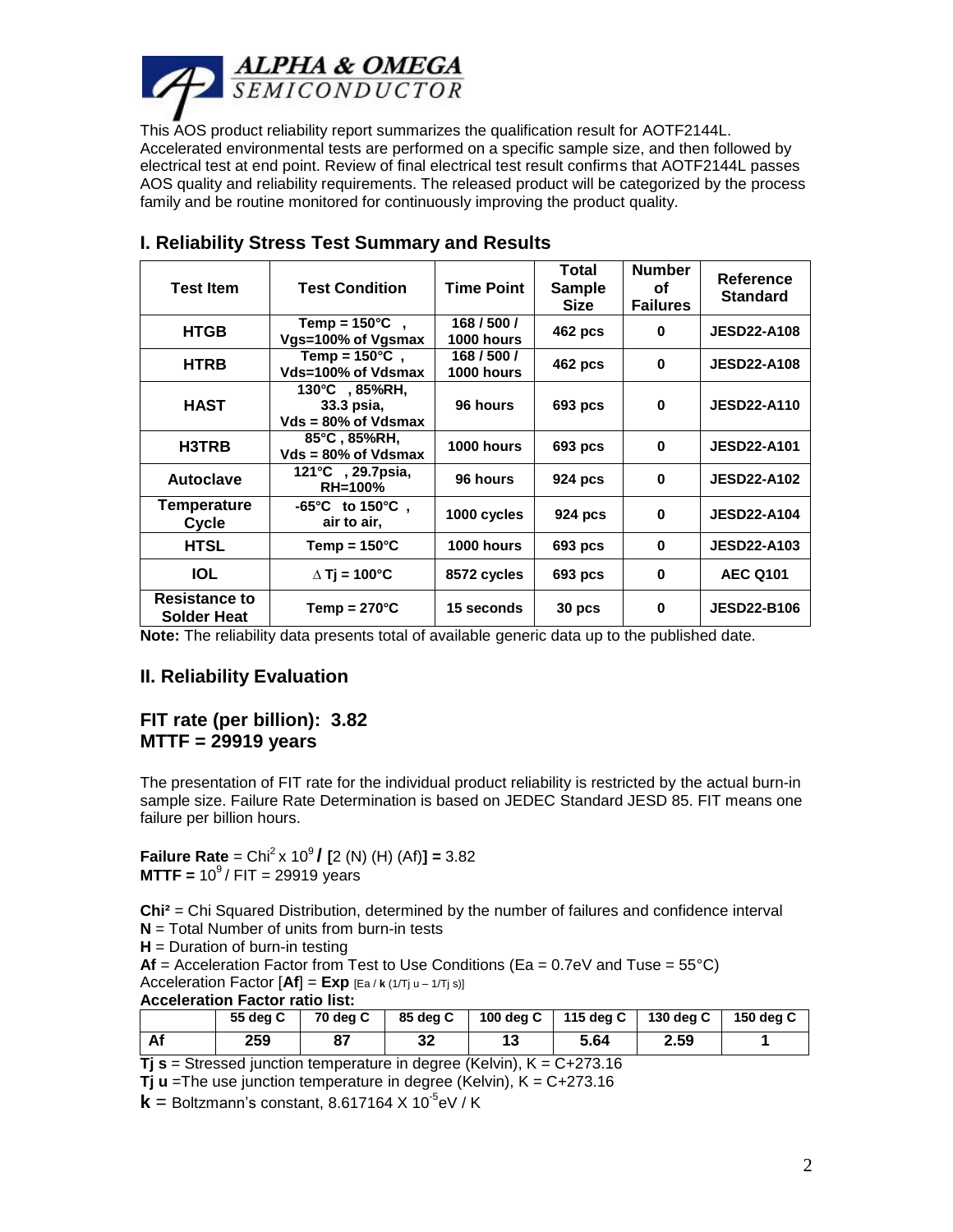This AOS product reliability report summarizes the qualification result for AOTF2144L. Accelerated environmental tests are performed on a specific sample size, and then followed by electrical test at end point. Review of final electrical test result confirms that AOTF2144L passes AOS quality and reliability requirements. The released product will be categorized by the process family and be routine monitored for continuously improving the product quality.

## I. Reliability Stress Test Summary and Results

| Test Item | Test Condition | Time Point | Total Sample Size | Number of Failures | Reference Standard |
|---|---|---|---|---|---|
| HTGB | Temp = 150°C , Vgs=100% of Vgsmax | 168 / 500 / 1000 hours | 462 pcs | 0 | JESD22-A108 |
| HTRB | Temp = 150°C , Vds=100% of Vdsmax | 168 / 500 / 1000 hours | 462 pcs | 0 | JESD22-A108 |
| HAST | 130°C , 85%RH, 33.3 psia, Vds = 80% of Vdsmax | 96 hours | 693 pcs | 0 | JESD22-A110 |
| H3TRB | 85°C , 85%RH, Vds = 80% of Vdsmax | 1000 hours | 693 pcs | 0 | JESD22-A101 |
| Autoclave | 121°C , 29.7psia, RH=100% | 96 hours | 924 pcs | 0 | JESD22-A102 |
| Temperature Cycle | -65°C to 150°C , air to air, | 1000 cycles | 924 pcs | 0 | JESD22-A104 |
| HTSL | Temp = 150°C | 1000 hours | 693 pcs | 0 | JESD22-A103 |
| IOL | $\Delta$ Tj = 100°C | 8572 cycles | 693 pcs | 0 | AEC Q101 |
| Resistance to Solder Heat | Temp = 270°C | 15 seconds | 30 pcs | 0 | JESD22-B106 |

**Note:** The reliability data presents total of available generic data up to the published date.

## II. Reliability Evaluation

### FIT rate (per billion): 3.82
### MTTF = 29919 years

The presentation of FIT rate for the individual product reliability is restricted by the actual burn-in sample size. Failure Rate Determination is based on JEDEC Standard JESD 85. FIT means one failure per billion hours.

**Failure Rate** = $Chi^2 \times 10^9$ **/ [**2 (N) (H) (Af)**] =** 3.82
**MTTF =** $10^9$ / FIT = 29919 years

**Chi²** = Chi Squared Distribution, determined by the number of failures and confidence interval
**N** = Total Number of units from burn-in tests
**H** = Duration of burn-in testing
**Af** = Acceleration Factor from Test to Use Conditions (Ea = 0.7eV and Tuse = 55°C)
Acceleration Factor [**Af**] = **Exp** [Ea / **k** (1/Tj u – 1/Tj s)]

**Acceleration Factor ratio list:**

| | 55 deg C | 70 deg C | 85 deg C | 100 deg C | 115 deg C | 130 deg C | 150 deg C |
|---|---|---|---|---|---|---|---|
| Af | 259 | 87 | 32 | 13 | 5.64 | 2.59 | 1 |

**Tj s** = Stressed junction temperature in degree (Kelvin), K = C+273.16
**Tj u** =The use junction temperature in degree (Kelvin), K = C+273.16
**k** = Boltzmann's constant, 8.617164 X $10^{-5}$eV / K